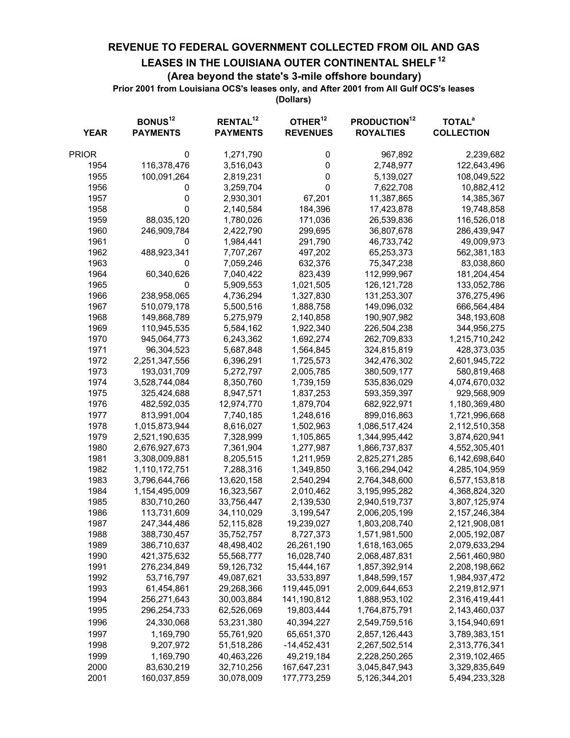# REVENUE TO FEDERAL GOVERNMENT COLLECTED FROM OIL AND GAS LEASES IN THE LOUISIANA OUTER CONTINENTAL SHELF [12]

## (Area beyond the state's 3-mile offshore boundary)

**Prior 2001 from Louisiana OCS's leases only, and After 2001 from All Gulf OCS's leases**

**(Dollars)**

| YEAR | BONUS[12] PAYMENTS | RENTAL[12] PAYMENTS | OTHER[12] REVENUES | PRODUCTION[12] ROYALTIES | TOTAL[a] COLLECTION |
|---|---|---|---|---|---|
| PRIOR | 0 | 1,271,790 | 0 | 967,892 | 2,239,682 |
| 1954 | 116,378,476 | 3,516,043 | 0 | 2,748,977 | 122,643,496 |
| 1955 | 100,091,264 | 2,819,231 | 0 | 5,139,027 | 108,049,522 |
| 1956 | 0 | 3,259,704 | 0 | 7,622,708 | 10,882,412 |
| 1957 | 0 | 2,930,301 | 67,201 | 11,387,865 | 14,385,367 |
| 1958 | 0 | 2,140,584 | 184,396 | 17,423,878 | 19,748,858 |
| 1959 | 88,035,120 | 1,780,026 | 171,036 | 26,539,836 | 116,526,018 |
| 1960 | 246,909,784 | 2,422,790 | 299,695 | 36,807,678 | 286,439,947 |
| 1961 | 0 | 1,984,441 | 291,790 | 46,733,742 | 49,009,973 |
| 1962 | 488,923,341 | 7,707,267 | 497,202 | 65,253,373 | 562,381,183 |
| 1963 | 0 | 7,059,246 | 632,376 | 75,347,238 | 83,038,860 |
| 1964 | 60,340,626 | 7,040,422 | 823,439 | 112,999,967 | 181,204,454 |
| 1965 | 0 | 5,909,553 | 1,021,505 | 126,121,728 | 133,052,786 |
| 1966 | 238,958,065 | 4,736,294 | 1,327,830 | 131,253,307 | 376,275,496 |
| 1967 | 510,079,178 | 5,500,516 | 1,888,758 | 149,096,032 | 666,564,484 |
| 1968 | 149,868,789 | 5,275,979 | 2,140,858 | 190,907,982 | 348,193,608 |
| 1969 | 110,945,535 | 5,584,162 | 1,922,340 | 226,504,238 | 344,956,275 |
| 1970 | 945,064,773 | 6,243,362 | 1,692,274 | 262,709,833 | 1,215,710,242 |
| 1971 | 96,304,523 | 5,687,848 | 1,564,845 | 324,815,819 | 428,373,035 |
| 1972 | 2,251,347,556 | 6,396,291 | 1,725,573 | 342,476,302 | 2,601,945,722 |
| 1973 | 193,031,709 | 5,272,797 | 2,005,785 | 380,509,177 | 580,819,468 |
| 1974 | 3,528,744,084 | 8,350,760 | 1,739,159 | 535,836,029 | 4,074,670,032 |
| 1975 | 325,424,688 | 8,947,571 | 1,837,253 | 593,359,397 | 929,568,909 |
| 1976 | 482,592,035 | 12,974,770 | 1,879,704 | 682,922,971 | 1,180,369,480 |
| 1977 | 813,991,004 | 7,740,185 | 1,248,616 | 899,016,863 | 1,721,996,668 |
| 1978 | 1,015,873,944 | 8,616,027 | 1,502,963 | 1,086,517,424 | 2,112,510,358 |
| 1979 | 2,521,190,635 | 7,328,999 | 1,105,865 | 1,344,995,442 | 3,874,620,941 |
| 1980 | 2,676,927,673 | 7,361,904 | 1,277,987 | 1,866,737,837 | 4,552,305,401 |
| 1981 | 3,308,009,881 | 8,205,515 | 1,211,959 | 2,825,271,285 | 6,142,698,640 |
| 1982 | 1,110,172,751 | 7,288,316 | 1,349,850 | 3,166,294,042 | 4,285,104,959 |
| 1983 | 3,796,644,766 | 13,620,158 | 2,540,294 | 2,764,348,600 | 6,577,153,818 |
| 1984 | 1,154,495,009 | 16,323,567 | 2,010,462 | 3,195,995,282 | 4,368,824,320 |
| 1985 | 830,710,260 | 33,756,447 | 2,139,530 | 2,940,519,737 | 3,807,125,974 |
| 1986 | 113,731,609 | 34,110,029 | 3,199,547 | 2,006,205,199 | 2,157,246,384 |
| 1987 | 247,344,486 | 52,115,828 | 19,239,027 | 1,803,208,740 | 2,121,908,081 |
| 1988 | 388,730,457 | 35,752,757 | 8,727,373 | 1,571,981,500 | 2,005,192,087 |
| 1989 | 386,710,637 | 48,498,402 | 26,261,190 | 1,618,163,065 | 2,079,633,294 |
| 1990 | 421,375,632 | 55,568,777 | 16,028,740 | 2,068,487,831 | 2,561,460,980 |
| 1991 | 276,234,849 | 59,126,732 | 15,444,167 | 1,857,392,914 | 2,208,198,662 |
| 1992 | 53,716,797 | 49,087,621 | 33,533,897 | 1,848,599,157 | 1,984,937,472 |
| 1993 | 61,454,861 | 29,268,366 | 119,445,091 | 2,009,644,653 | 2,219,812,971 |
| 1994 | 256,271,643 | 30,003,884 | 141,190,812 | 1,888,953,102 | 2,316,419,441 |
| 1995 | 296,254,733 | 62,526,069 | 19,803,444 | 1,764,875,791 | 2,143,460,037 |
| 1996 | 24,330,068 | 53,231,380 | 40,394,227 | 2,549,759,516 | 3,154,940,691 |
| 1997 | 1,169,790 | 55,761,920 | 65,651,370 | 2,857,126,443 | 3,789,383,151 |
| 1998 | 9,207,972 | 51,518,286 | -14,452,431 | 2,267,502,514 | 2,313,776,341 |
| 1999 | 1,169,790 | 40,463,226 | 49,219,184 | 2,228,250,265 | 2,319,102,465 |
| 2000 | 83,630,219 | 32,710,256 | 167,647,231 | 3,045,847,943 | 3,329,835,649 |
| 2001 | 160,037,859 | 30,078,009 | 177,773,259 | 5,126,344,201 | 5,494,233,328 |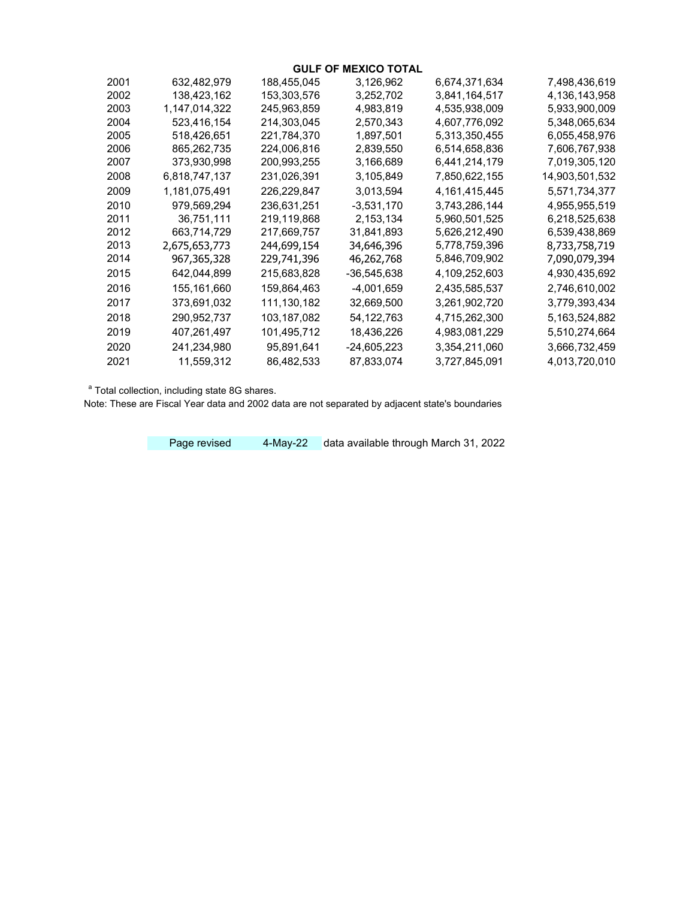**GULF OF MEXICO TOTAL**

| | | | | | |
|---|---|---|---|---|---|
| 2001 | 632,482,979 | 188,455,045 | 3,126,962 | 6,674,371,634 | 7,498,436,619 |
| 2002 | 138,423,162 | 153,303,576 | 3,252,702 | 3,841,164,517 | 4,136,143,958 |
| 2003 | 1,147,014,322 | 245,963,859 | 4,983,819 | 4,535,938,009 | 5,933,900,009 |
| 2004 | 523,416,154 | 214,303,045 | 2,570,343 | 4,607,776,092 | 5,348,065,634 |
| 2005 | 518,426,651 | 221,784,370 | 1,897,501 | 5,313,350,455 | 6,055,458,976 |
| 2006 | 865,262,735 | 224,006,816 | 2,839,550 | 6,514,658,836 | 7,606,767,938 |
| 2007 | 373,930,998 | 200,993,255 | 3,166,689 | 6,441,214,179 | 7,019,305,120 |
| 2008 | 6,818,747,137 | 231,026,391 | 3,105,849 | 7,850,622,155 | 14,903,501,532 |
| 2009 | 1,181,075,491 | 226,229,847 | 3,013,594 | 4,161,415,445 | 5,571,734,377 |
| 2010 | 979,569,294 | 236,631,251 | -3,531,170 | 3,743,286,144 | 4,955,955,519 |
| 2011 | 36,751,111 | 219,119,868 | 2,153,134 | 5,960,501,525 | 6,218,525,638 |
| 2012 | 663,714,729 | 217,669,757 | 31,841,893 | 5,626,212,490 | 6,539,438,869 |
| 2013 | 2,675,653,773 | 244,699,154 | 34,646,396 | 5,778,759,396 | 8,733,758,719 |
| 2014 | 967,365,328 | 229,741,396 | 46,262,768 | 5,846,709,902 | 7,090,079,394 |
| 2015 | 642,044,899 | 215,683,828 | -36,545,638 | 4,109,252,603 | 4,930,435,692 |
| 2016 | 155,161,660 | 159,864,463 | -4,001,659 | 2,435,585,537 | 2,746,610,002 |
| 2017 | 373,691,032 | 111,130,182 | 32,669,500 | 3,261,902,720 | 3,779,393,434 |
| 2018 | 290,952,737 | 103,187,082 | 54,122,763 | 4,715,262,300 | 5,163,524,882 |
| 2019 | 407,261,497 | 101,495,712 | 18,436,226 | 4,983,081,229 | 5,510,274,664 |
| 2020 | 241,234,980 | 95,891,641 | -24,605,223 | 3,354,211,060 | 3,666,732,459 |
| 2021 | 11,559,312 | 86,482,533 | 87,833,074 | 3,727,845,091 | 4,013,720,010 |

[a] Total collection, including state 8G shares.

Note: These are Fiscal Year data and 2002 data are not separated by adjacent state's boundaries

Page revised 4-May-22 data available through March 31, 2022